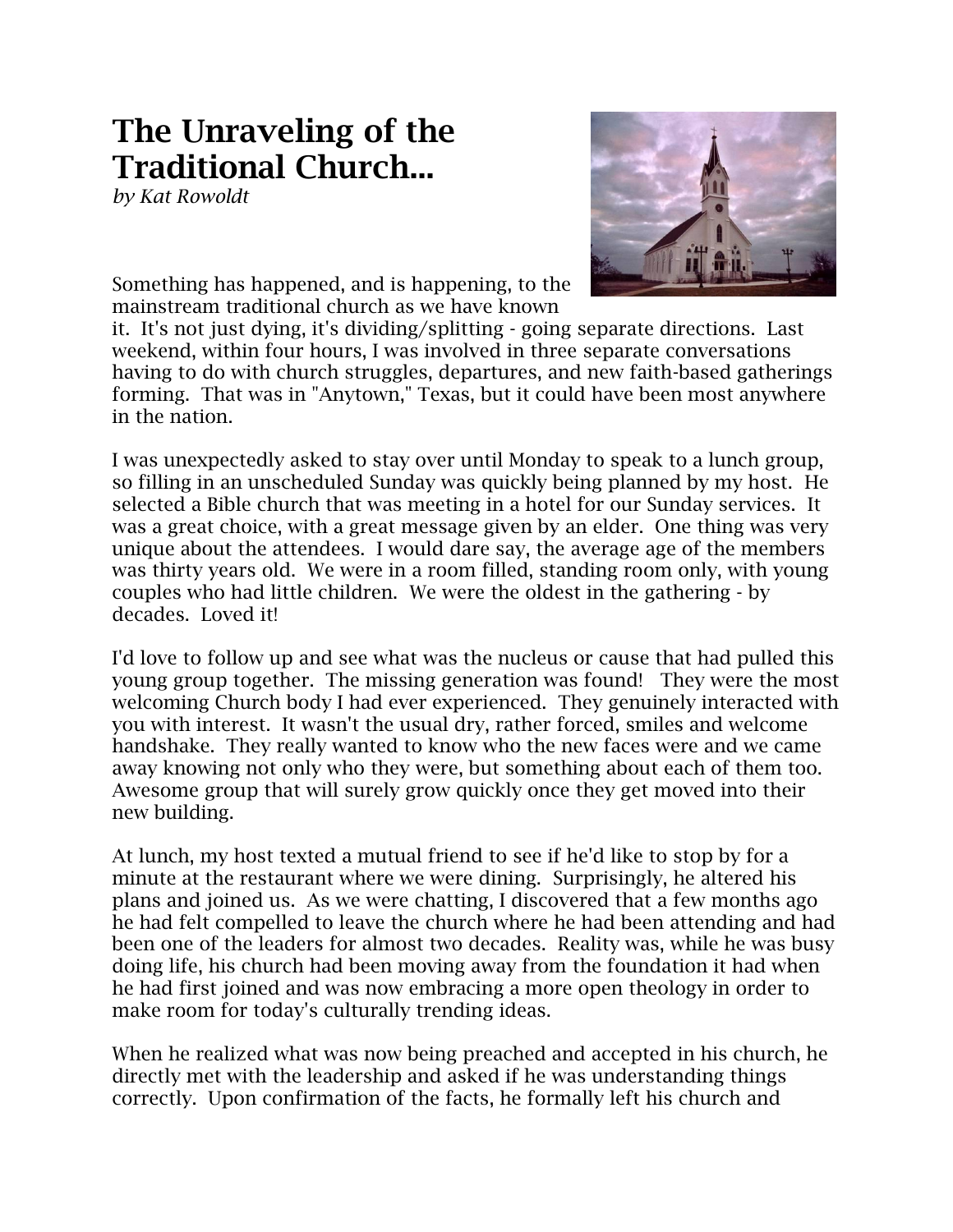# The Unraveling of the Traditional Church...

*by Kat Rowoldt*

Something has happened, and is happening, to the mainstream traditional church as we have known it. It's not just dying, it's dividing/splitting - going separate directions. Last weekend, within four hours, I was involved in three separate conversations having to do with church struggles, departures, and new faith-based gatherings forming. That was in "Anytown," Texas, but it could have been most anywhere in the nation.

I was unexpectedly asked to stay over until Monday to speak to a lunch group, so filling in an unscheduled Sunday was quickly being planned by my host. He selected a Bible church that was meeting in a hotel for our Sunday services. It was a great choice, with a great message given by an elder. One thing was very unique about the attendees. I would dare say, the average age of the members was thirty years old. We were in a room filled, standing room only, with young couples who had little children. We were the oldest in the gathering - by decades. Loved it!

I'd love to follow up and see what was the nucleus or cause that had pulled this young group together. The missing generation was found! They were the most welcoming Church body I had ever experienced. They genuinely interacted with you with interest. It wasn't the usual dry, rather forced, smiles and welcome handshake. They really wanted to know who the new faces were and we came away knowing not only who they were, but something about each of them too. Awesome group that will surely grow quickly once they get moved into their new building.

At lunch, my host texted a mutual friend to see if he'd like to stop by for a minute at the restaurant where we were dining. Surprisingly, he altered his plans and joined us. As we were chatting, I discovered that a few months ago he had felt compelled to leave the church where he had been attending and had been one of the leaders for almost two decades. Reality was, while he was busy doing life, his church had been moving away from the foundation it had when he had first joined and was now embracing a more open theology in order to make room for today's culturally trending ideas.

When he realized what was now being preached and accepted in his church, he directly met with the leadership and asked if he was understanding things correctly. Upon confirmation of the facts, he formally left his church and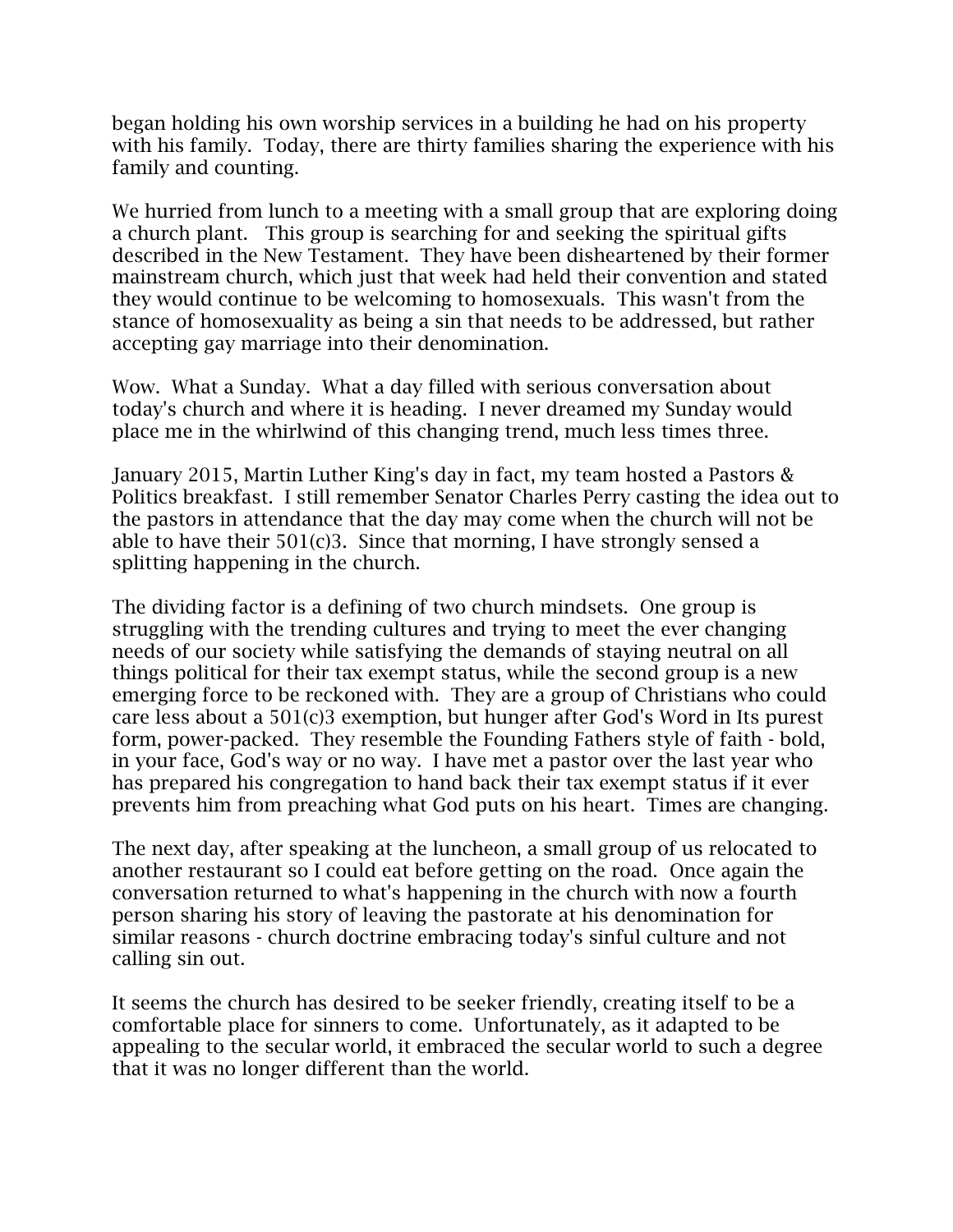began holding his own worship services in a building he had on his property with his family. Today, there are thirty families sharing the experience with his family and counting.

We hurried from lunch to a meeting with a small group that are exploring doing a church plant. This group is searching for and seeking the spiritual gifts described in the New Testament. They have been disheartened by their former mainstream church, which just that week had held their convention and stated they would continue to be welcoming to homosexuals. This wasn't from the stance of homosexuality as being a sin that needs to be addressed, but rather accepting gay marriage into their denomination.

Wow. What a Sunday. What a day filled with serious conversation about today's church and where it is heading. I never dreamed my Sunday would place me in the whirlwind of this changing trend, much less times three.

January 2015, Martin Luther King's day in fact, my team hosted a Pastors & Politics breakfast. I still remember Senator Charles Perry casting the idea out to the pastors in attendance that the day may come when the church will not be able to have their 501(c)3. Since that morning, I have strongly sensed a splitting happening in the church.

The dividing factor is a defining of two church mindsets. One group is struggling with the trending cultures and trying to meet the ever changing needs of our society while satisfying the demands of staying neutral on all things political for their tax exempt status, while the second group is a new emerging force to be reckoned with. They are a group of Christians who could care less about a 501(c)3 exemption, but hunger after God's Word in Its purest form, power-packed. They resemble the Founding Fathers style of faith - bold, in your face, God's way or no way. I have met a pastor over the last year who has prepared his congregation to hand back their tax exempt status if it ever prevents him from preaching what God puts on his heart. Times are changing.

The next day, after speaking at the luncheon, a small group of us relocated to another restaurant so I could eat before getting on the road. Once again the conversation returned to what's happening in the church with now a fourth person sharing his story of leaving the pastorate at his denomination for similar reasons - church doctrine embracing today's sinful culture and not calling sin out.

It seems the church has desired to be seeker friendly, creating itself to be a comfortable place for sinners to come. Unfortunately, as it adapted to be appealing to the secular world, it embraced the secular world to such a degree that it was no longer different than the world.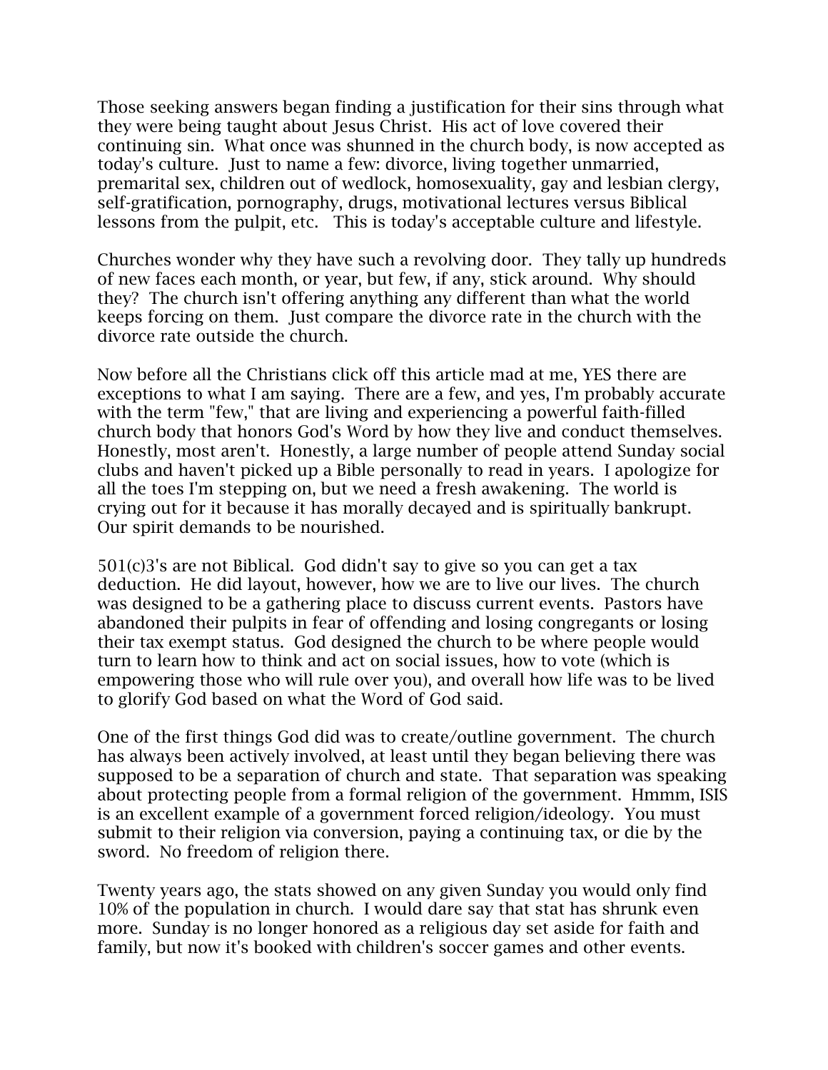Those seeking answers began finding a justification for their sins through what they were being taught about Jesus Christ. His act of love covered their continuing sin. What once was shunned in the church body, is now accepted as today's culture. Just to name a few: divorce, living together unmarried, premarital sex, children out of wedlock, homosexuality, gay and lesbian clergy, self-gratification, pornography, drugs, motivational lectures versus Biblical lessons from the pulpit, etc. This is today's acceptable culture and lifestyle.

Churches wonder why they have such a revolving door. They tally up hundreds of new faces each month, or year, but few, if any, stick around. Why should they? The church isn't offering anything any different than what the world keeps forcing on them. Just compare the divorce rate in the church with the divorce rate outside the church.

Now before all the Christians click off this article mad at me, YES there are exceptions to what I am saying. There are a few, and yes, I'm probably accurate with the term "few," that are living and experiencing a powerful faith-filled church body that honors God's Word by how they live and conduct themselves. Honestly, most aren't. Honestly, a large number of people attend Sunday social clubs and haven't picked up a Bible personally to read in years. I apologize for all the toes I'm stepping on, but we need a fresh awakening. The world is crying out for it because it has morally decayed and is spiritually bankrupt. Our spirit demands to be nourished.

501(c)3's are not Biblical. God didn't say to give so you can get a tax deduction. He did layout, however, how we are to live our lives. The church was designed to be a gathering place to discuss current events. Pastors have abandoned their pulpits in fear of offending and losing congregants or losing their tax exempt status. God designed the church to be where people would turn to learn how to think and act on social issues, how to vote (which is empowering those who will rule over you), and overall how life was to be lived to glorify God based on what the Word of God said.

One of the first things God did was to create/outline government. The church has always been actively involved, at least until they began believing there was supposed to be a separation of church and state. That separation was speaking about protecting people from a formal religion of the government. Hmmm, ISIS is an excellent example of a government forced religion/ideology. You must submit to their religion via conversion, paying a continuing tax, or die by the sword. No freedom of religion there.

Twenty years ago, the stats showed on any given Sunday you would only find 10% of the population in church. I would dare say that stat has shrunk even more. Sunday is no longer honored as a religious day set aside for faith and family, but now it's booked with children's soccer games and other events.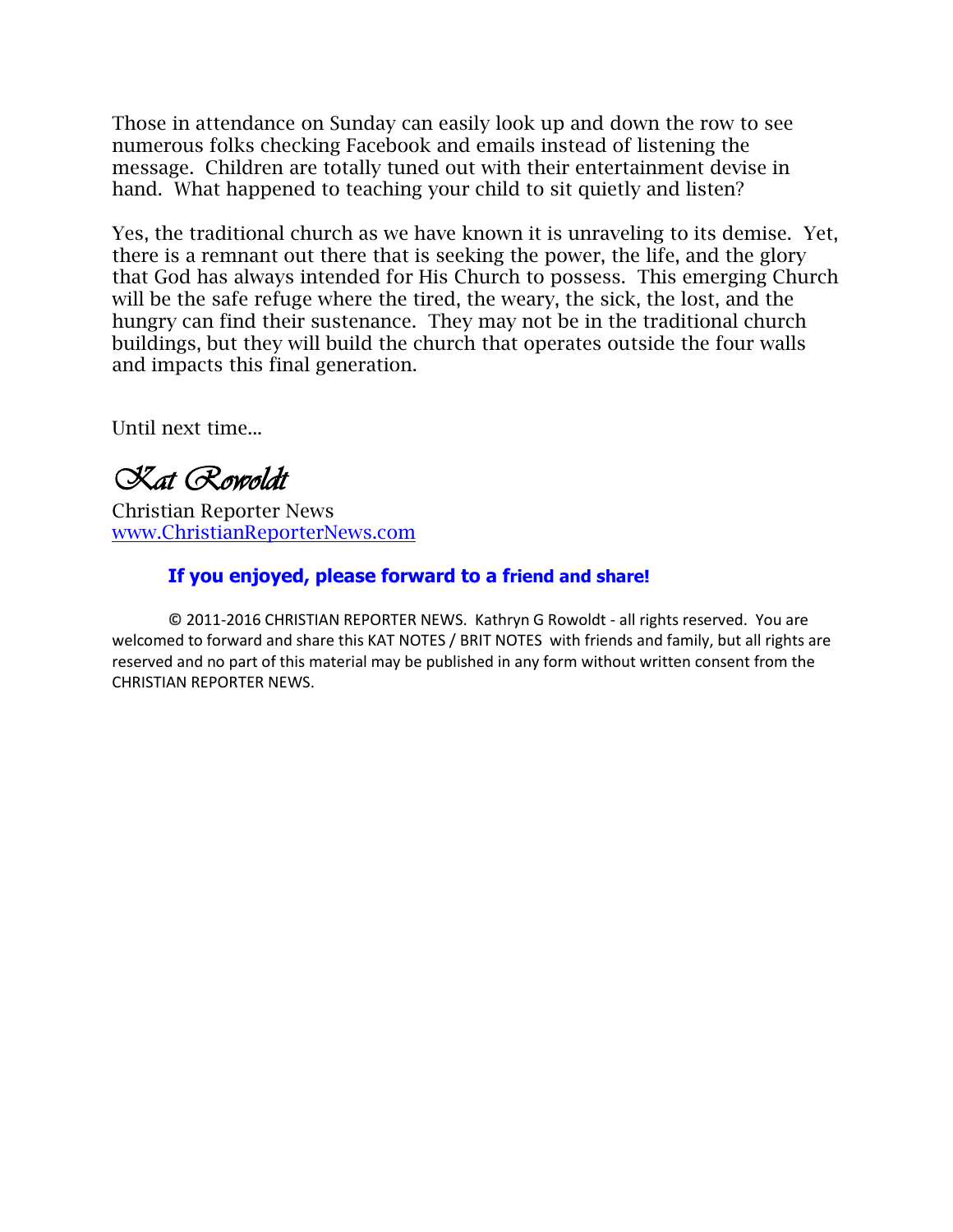Those in attendance on Sunday can easily look up and down the row to see numerous folks checking Facebook and emails instead of listening the message. Children are totally tuned out with their entertainment devise in hand. What happened to teaching your child to sit quietly and listen?

Yes, the traditional church as we have known it is unraveling to its demise. Yet, there is a remnant out there that is seeking the power, the life, and the glory that God has always intended for His Church to possess. This emerging Church will be the safe refuge where the tired, the weary, the sick, the lost, and the hungry can find their sustenance. They may not be in the traditional church buildings, but they will build the church that operates outside the four walls and impacts this final generation.

Until next time…

*Kat Rowoldt*

Christian Reporter News
[www.ChristianReporterNews.com](http://www.ChristianReporterNews.com)

**If you enjoyed, please forward to a friend and share!**

© 2011-2016 CHRISTIAN REPORTER NEWS. Kathryn G Rowoldt - all rights reserved. You are welcomed to forward and share this KAT NOTES / BRIT NOTES with friends and family, but all rights are reserved and no part of this material may be published in any form without written consent from the CHRISTIAN REPORTER NEWS.